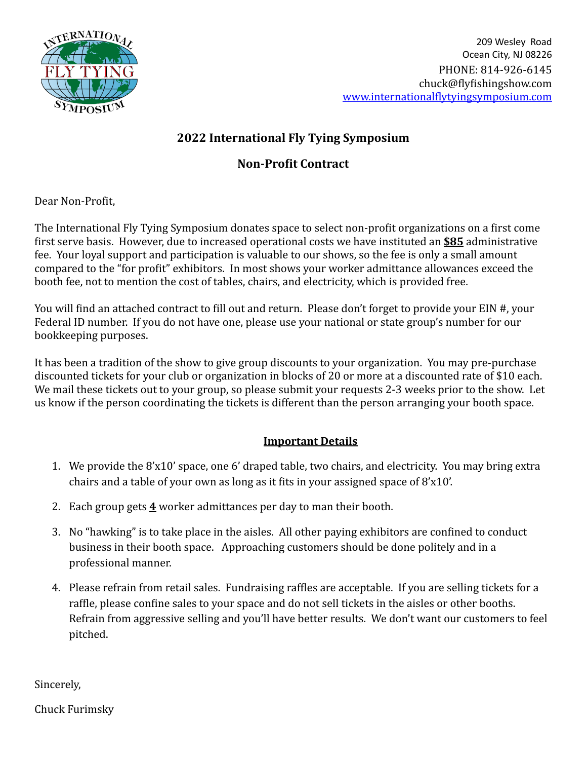209 Wesley Road
Ocean City, NJ 08226
PHONE: 814-926-6145
chuck@flyfishingshow.com
www.internationalflytyingsymposium.com

## 2022 International Fly Tying Symposium

## Non-Profit Contract

Dear Non-Profit,

The International Fly Tying Symposium donates space to select non-profit organizations on a first come first serve basis. However, due to increased operational costs we have instituted an **$85** administrative fee. Your loyal support and participation is valuable to our shows, so the fee is only a small amount compared to the "for profit" exhibitors. In most shows your worker admittance allowances exceed the booth fee, not to mention the cost of tables, chairs, and electricity, which is provided free.

You will find an attached contract to fill out and return. Please don't forget to provide your EIN #, your Federal ID number. If you do not have one, please use your national or state group's number for our bookkeeping purposes.

It has been a tradition of the show to give group discounts to your organization. You may pre-purchase discounted tickets for your club or organization in blocks of 20 or more at a discounted rate of $10 each. We mail these tickets out to your group, so please submit your requests 2-3 weeks prior to the show. Let us know if the person coordinating the tickets is different than the person arranging your booth space.

### Important Details

1. We provide the 8'x10' space, one 6' draped table, two chairs, and electricity. You may bring extra chairs and a table of your own as long as it fits in your assigned space of 8'x10'.
2. Each group gets **4** worker admittances per day to man their booth.
3. No "hawking" is to take place in the aisles. All other paying exhibitors are confined to conduct business in their booth space. Approaching customers should be done politely and in a professional manner.
4. Please refrain from retail sales. Fundraising raffles are acceptable. If you are selling tickets for a raffle, please confine sales to your space and do not sell tickets in the aisles or other booths. Refrain from aggressive selling and you'll have better results. We don't want our customers to feel pitched.

Sincerely,

Chuck Furimsky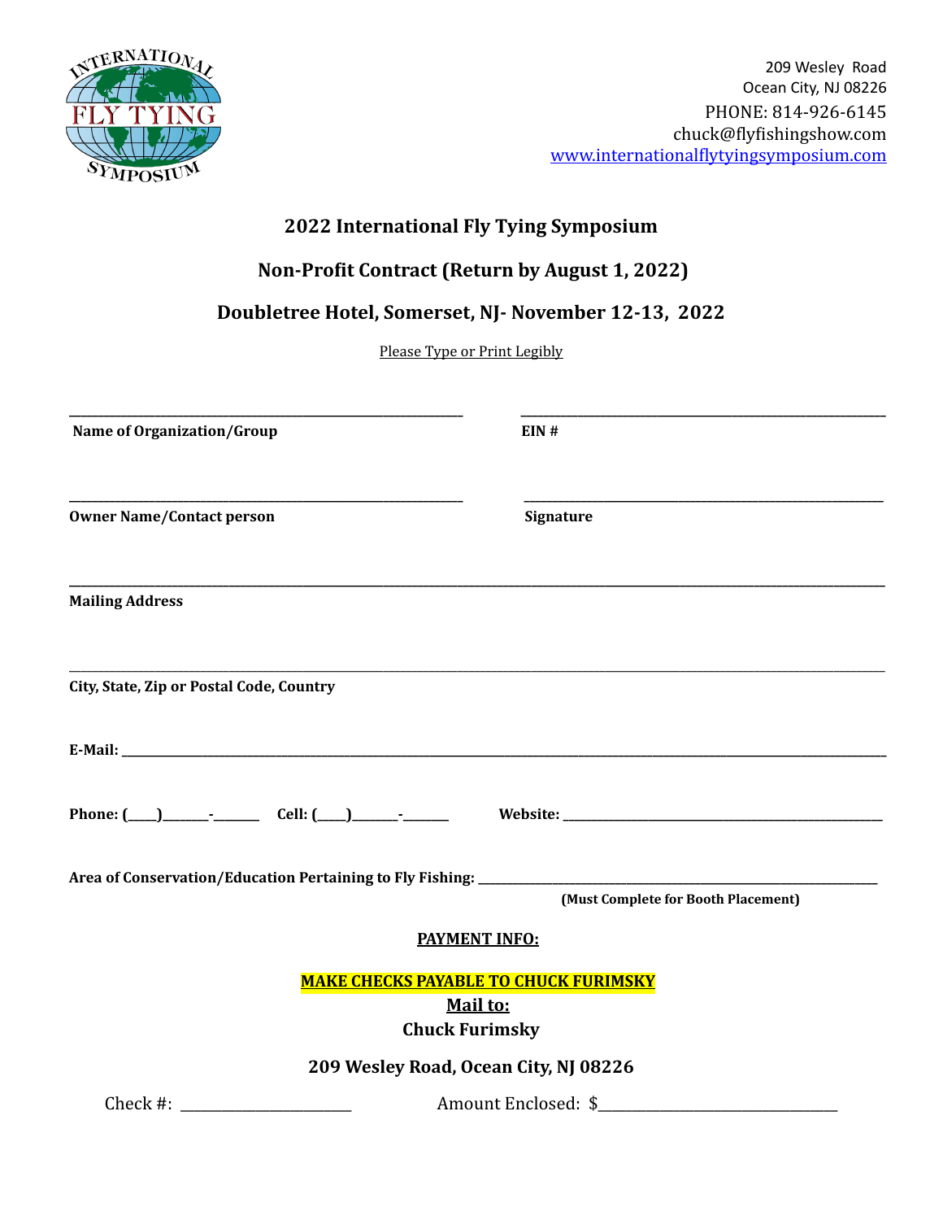INTERNATIONAL FLY TYING SYMPOSIUM

209 Wesley Road
Ocean City, NJ 08226
PHONE: 814-926-6145
chuck@flyfishingshow.com
www.internationalflytyingsymposium.com

## 2022 International Fly Tying Symposium

## Non-Profit Contract (Return by August 1, 2022)

## Doubletree Hotel, Somerset, NJ- November 12-13, 2022

Please Type or Print Legibly

**Name of Organization/Group** ______________________________ **EIN #** ______________________________

**Owner Name/Contact person** ______________________________ **Signature** ______________________________

**Mailing Address** ____________________________________________________________

**City, State, Zip or Postal Code, Country** ____________________________________________________________

**E-Mail:** ____________________________________________________________

**Phone:** (____)_______-_______ **Cell:** (____)_______-_______ **Website:** ______________________________

**Area of Conservation/Education Pertaining to Fly Fishing:** ______________________________
**(Must Complete for Booth Placement)**

**PAYMENT INFO:**

**MAKE CHECKS PAYABLE TO CHUCK FURIMSKY**

**Mail to:**

**Chuck Furimsky**

**209 Wesley Road, Ocean City, NJ 08226**

Check #: ____________________ Amount Enclosed: $____________________________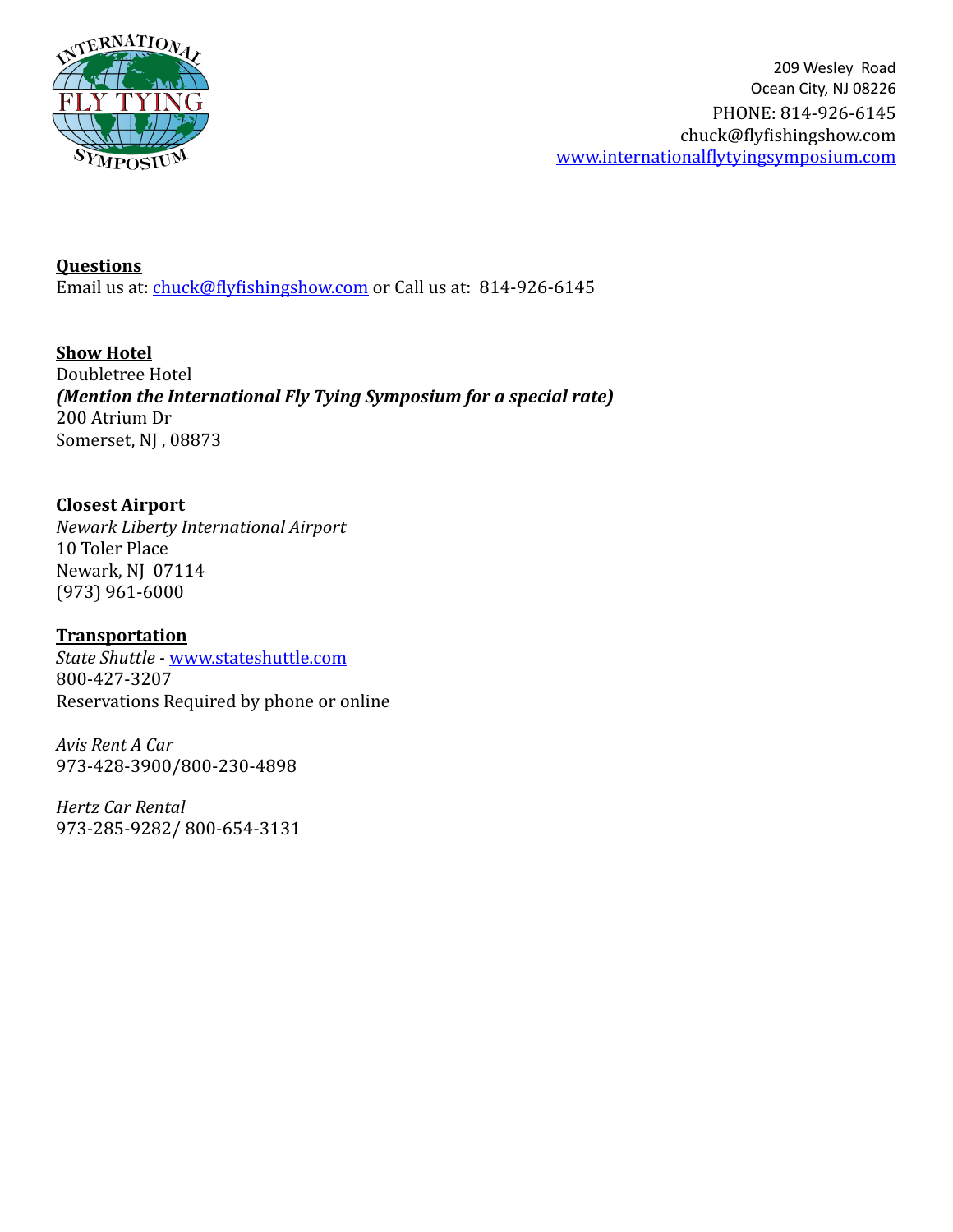209 Wesley Road
Ocean City, NJ 08226
PHONE: 814-926-6145
chuck@flyfishingshow.com
www.internationalflytyingsymposium.com

**Questions**
Email us at: chuck@flyfishingshow.com or Call us at: 814-926-6145

**Show Hotel**
Doubletree Hotel
***(Mention the International Fly Tying Symposium for a special rate)***
200 Atrium Dr
Somerset, NJ , 08873

**Closest Airport**
*Newark Liberty International Airport*
10 Toler Place
Newark, NJ 07114
(973) 961-6000

**Transportation**
*State Shuttle* - www.stateshuttle.com
800-427-3207
Reservations Required by phone or online

*Avis Rent A Car*
973-428-3900/800-230-4898

*Hertz Car Rental*
973-285-9282/ 800-654-3131